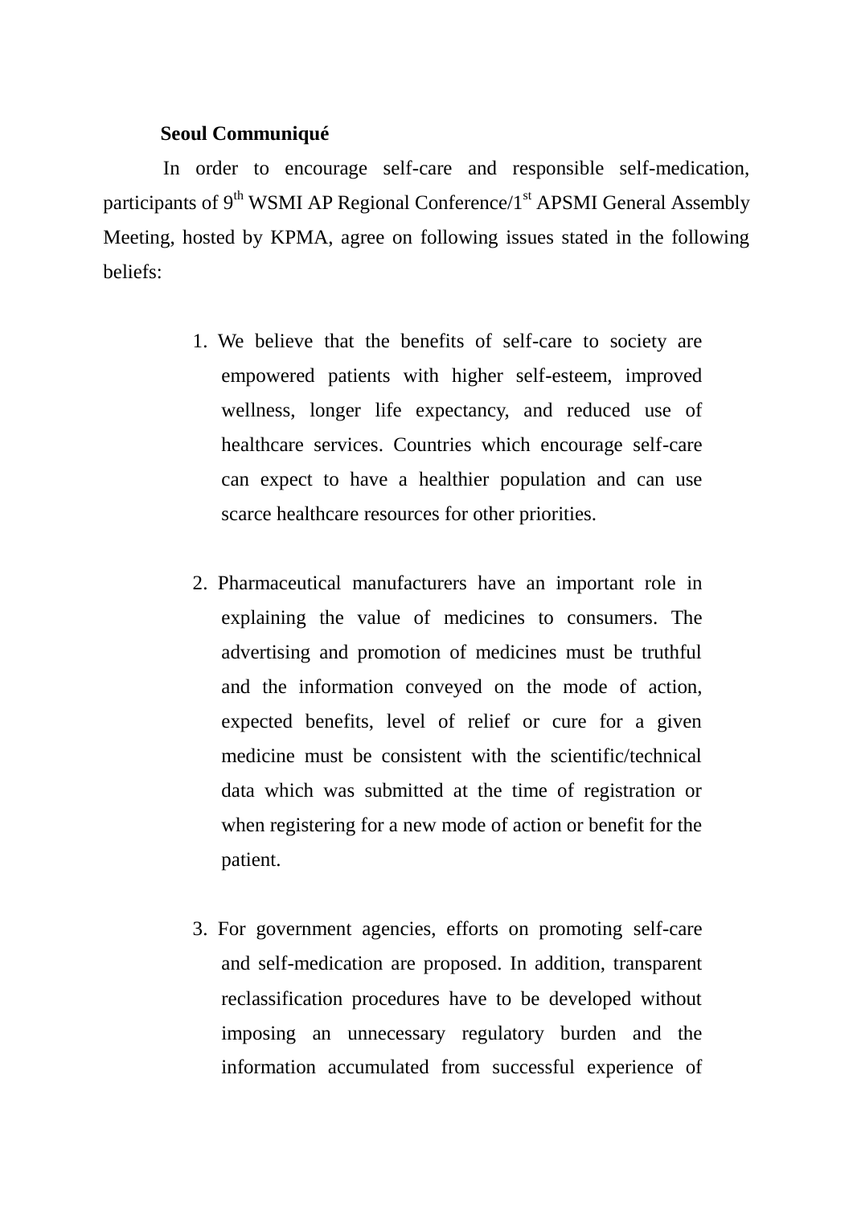**Seoul Communiqué**

In order to encourage self-care and responsible self-medication, participants of 9th WSMI AP Regional Conference/1st APSMI General Assembly Meeting, hosted by KPMA, agree on following issues stated in the following beliefs:

1. We believe that the benefits of self-care to society are empowered patients with higher self-esteem, improved wellness, longer life expectancy, and reduced use of healthcare services. Countries which encourage self-care can expect to have a healthier population and can use scarce healthcare resources for other priorities.

2. Pharmaceutical manufacturers have an important role in explaining the value of medicines to consumers. The advertising and promotion of medicines must be truthful and the information conveyed on the mode of action, expected benefits, level of relief or cure for a given medicine must be consistent with the scientific/technical data which was submitted at the time of registration or when registering for a new mode of action or benefit for the patient.

3. For government agencies, efforts on promoting self-care and self-medication are proposed. In addition, transparent reclassification procedures have to be developed without imposing an unnecessary regulatory burden and the information accumulated from successful experience of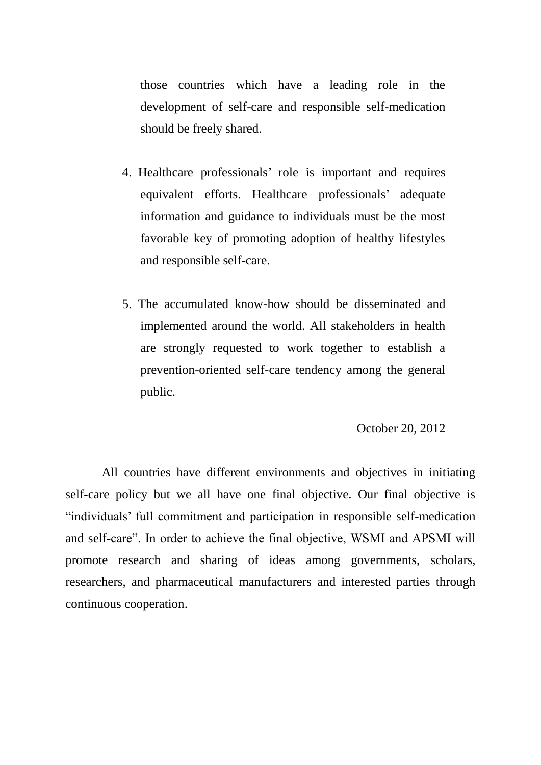those countries which have a leading role in the development of self-care and responsible self-medication should be freely shared.

4. Healthcare professionals' role is important and requires equivalent efforts. Healthcare professionals' adequate information and guidance to individuals must be the most favorable key of promoting adoption of healthy lifestyles and responsible self-care.

5. The accumulated know-how should be disseminated and implemented around the world. All stakeholders in health are strongly requested to work together to establish a prevention-oriented self-care tendency among the general public.

October 20, 2012

All countries have different environments and objectives in initiating self-care policy but we all have one final objective. Our final objective is "individuals' full commitment and participation in responsible self-medication and self-care". In order to achieve the final objective, WSMI and APSMI will promote research and sharing of ideas among governments, scholars, researchers, and pharmaceutical manufacturers and interested parties through continuous cooperation.